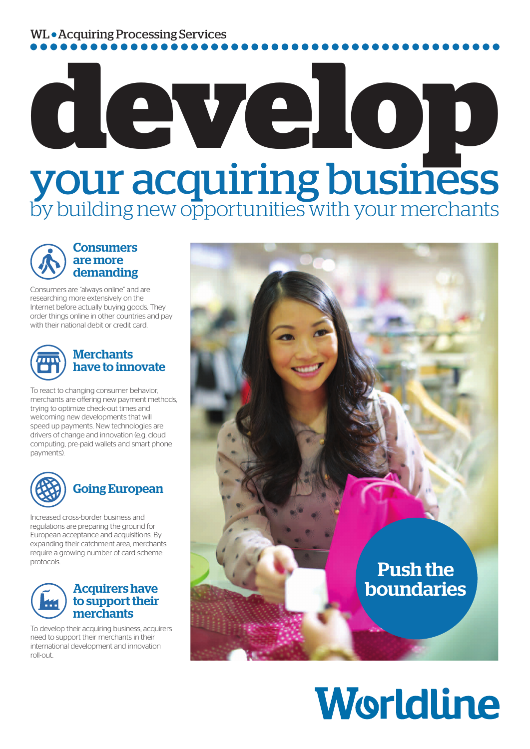WL • Acquiring Processing Services

# develop

## your acquiring business

by building new opportunities with your merchants

### Consumers are more demanding

Consumers are "always online" and are researching more extensively on the Internet before actually buying goods. They order things online in other countries and pay with their national debit or credit card.

### Merchants have to innovate

To react to changing consumer behavior, merchants are offering new payment methods, trying to optimize check-out times and welcoming new developments that will speed up payments. New technologies are drivers of change and innovation (e.g. cloud computing, pre-paid wallets and smart phone payments).

### Going European

Increased cross-border business and regulations are preparing the ground for European acceptance and acquisitions. By expanding their catchment area, merchants require a growing number of card-scheme protocols.

### Acquirers have to support their merchants

To develop their acquiring business, acquirers need to support their merchants in their international development and innovation roll-out.

**Push the boundaries**

Worldline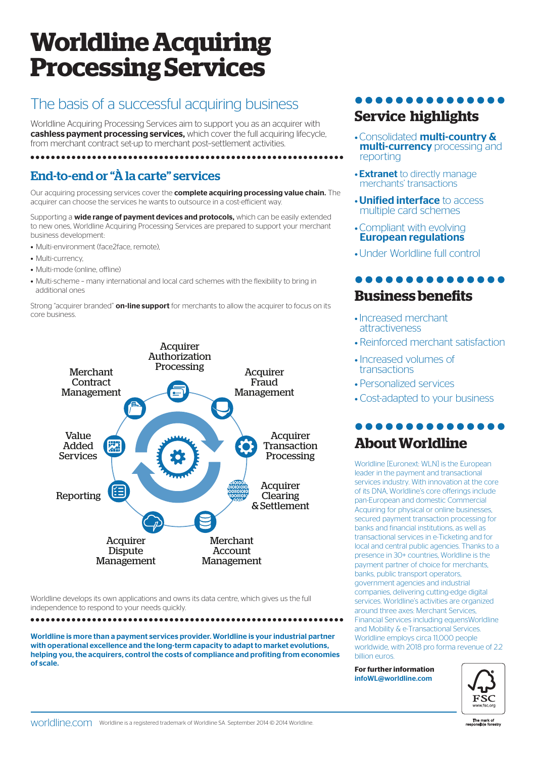# Worldline Acquiring Processing Services

## The basis of a successful acquiring business

Worldline Acquiring Processing Services aim to support you as an acquirer with **cashless payment processing services,** which cover the full acquiring lifecycle, from merchant contract set-up to merchant post-settlement activities.

## End-to-end or "À la carte" services

Our acquiring processing services cover the **complete acquiring processing value chain.** The acquirer can choose the services he wants to outsource in a cost-efficient way.

Supporting a **wide range of payment devices and protocols,** which can be easily extended to new ones, Worldline Acquiring Processing Services are prepared to support your merchant business development:

- Multi-environment (face2face, remote),
- Multi-currency,
- Multi-mode (online, offline)
- Multi-scheme – many international and local card schemes with the flexibility to bring in additional ones

Strong "acquirer branded" **on-line support** for merchants to allow the acquirer to focus on its core business.

Acquirer Authorization Processing
Acquirer Fraud Management
Acquirer Transaction Processing
Acquirer Clearing & Settlement
Merchant Account Management
Acquirer Dispute Management
Reporting
Value Added Services
Merchant Contract Management

Worldline develops its own applications and owns its data centre, which gives us the full independence to respond to your needs quickly.

**Worldline is more than a payment services provider. Worldline is your industrial partner with operational excellence and the long-term capacity to adapt to market evolutions, helping you, the acquirers, control the costs of compliance and profiting from economies of scale.**

## Service highlights

- Consolidated **multi-country & multi-currency** processing and reporting
- **Extranet** to directly manage merchants' transactions
- **Unified interface** to access multiple card schemes
- Compliant with evolving **European regulations**
- Under Worldline full control

## Business benefits

- Increased merchant attractiveness
- Reinforced merchant satisfaction
- Increased volumes of transactions
- Personalized services
- Cost-adapted to your business

## About Worldline

Worldline [Euronext: WLN] is the European leader in the payment and transactional services industry. With innovation at the core of its DNA, Worldline's core offerings include pan-European and domestic Commercial Acquiring for physical or online businesses, secured payment transaction processing for banks and financial institutions, as well as transactional services in e-Ticketing and for local and central public agencies. Thanks to a presence in 30+ countries, Worldline is the payment partner of choice for merchants, banks, public transport operators, government agencies and industrial companies, delivering cutting-edge digital services. Worldline's activities are organized around three axes: Merchant Services, Financial Services including equensWorldline and Mobility & e-Transactional Services. Worldline employs circa 11,000 people worldwide, with 2018 pro forma revenue of 2.2 billion euros.

**For further information**
**infoWL@worldline.com**

FSC
www.fsc.org
The mark of responsible forestry

worldline.com Worldline is a registered trademark of Worldline SA. September 2014 © 2014 Worldline.